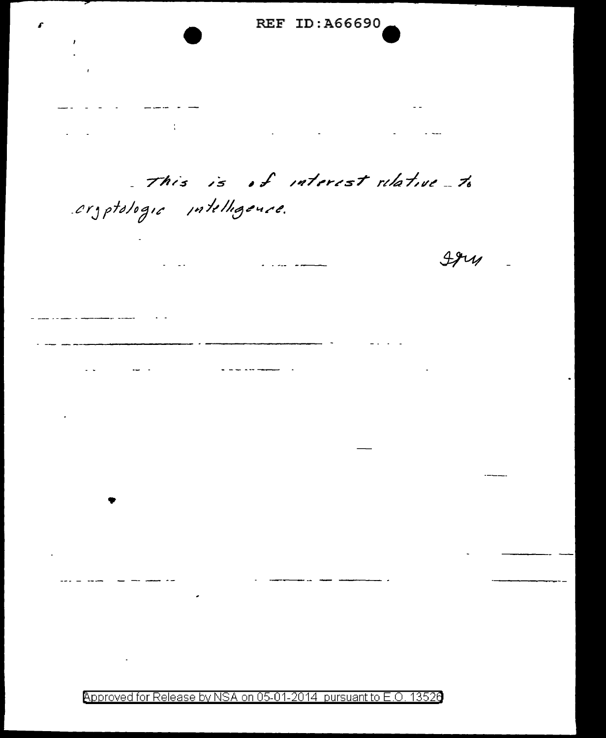This is of interest relative to cryptologic intelligence.

*WFF*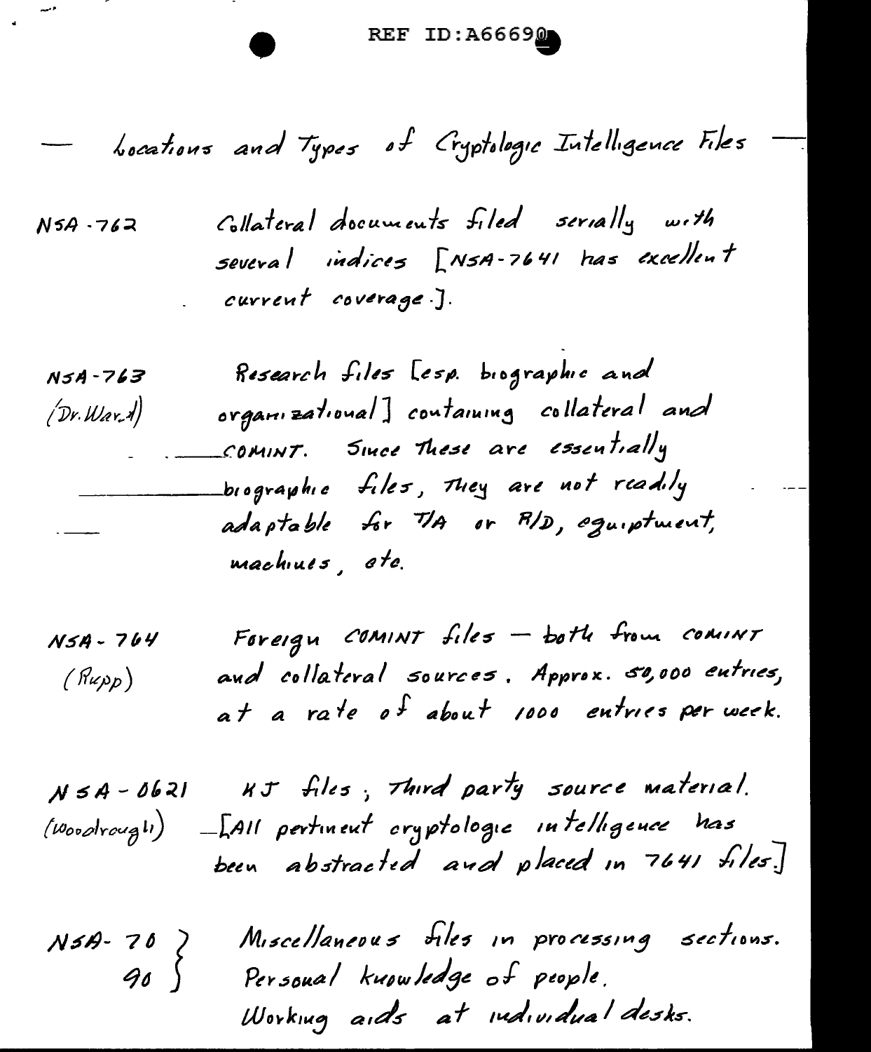## — Locations and Types of Cryptologic Intelligence Files —

| | |
|---|---|
| NSA-762 | Collateral documents filed serially with several indices [NSA-7641 has excellent current coverage.]. |
| NSA-763 (Dr. Ward) | Research files [esp. biographic and organizational] containing collateral and COMINT. Since these are essentially biographic files, they are not readily adaptable for T/A or R/D, equipment, machines, etc. |
| NSA-764 (Rupp) | Foreign COMINT files — both from COMINT and collateral sources. Approx. 50,000 entries, at a rate of about 1000 entries per week. |
| NSA-0621 (Woodrough) | KJ files; Third party source material. [All pertinent cryptologic intelligence has been abstracted and placed in 7641 files] |
| NSA-70 } 90 } | Miscellaneous files in processing sections. Personal knowledge of people. Working aids at individual desks. |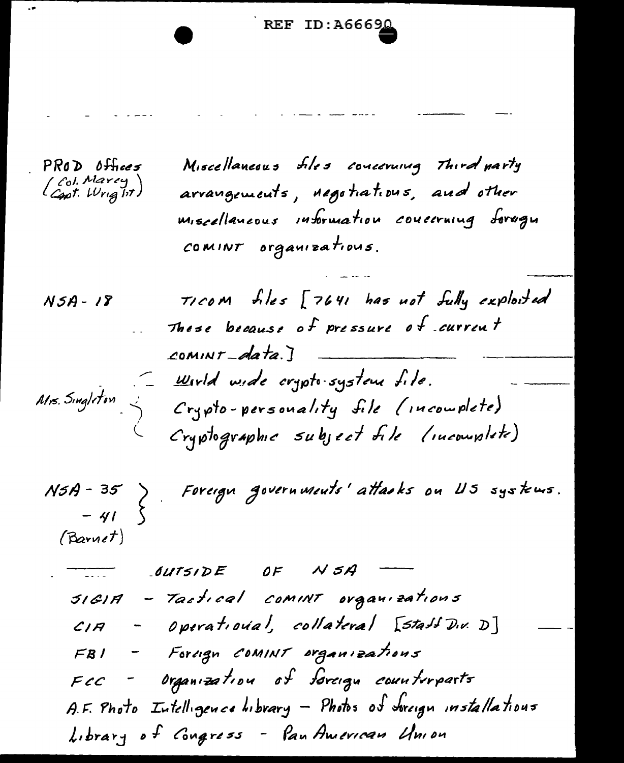REF ID:A66690

PROD Offices (Col. Marcy, Capt. Wright) — Miscellaneous files concerning Third party arrangements, negotiations, and other miscellaneous information concerning foreign COMINT organizations.

NSA-18 — TICOM files [7641 has not fully exploited these because of pressure of current COMINT data.]

Mrs. Singleton — World wide crypto-system file.
Crypto-personality file (incomplete)
Cryptographic subject file (incomplete)

NSA-35 – 41 (Barnet) — Foreign governments' attacks on US systems.

OUTSIDE OF NSA

SIGIA - Tactical COMINT organizations
CIA - Operational, collateral [Staff Div. D]
FBI - Foreign COMINT organizations
FCC - Organization of foreign counterparts
A.F. Photo Intelligence Library - Photos of foreign installations
Library of Congress - Pan American Union